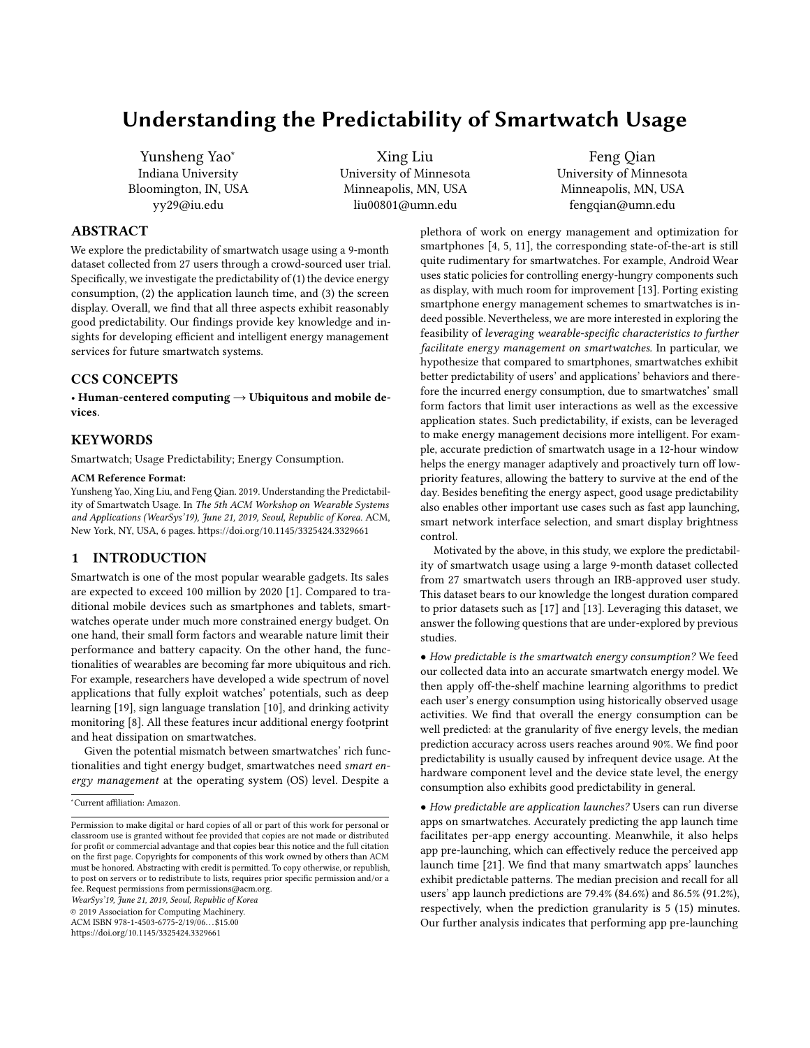# Understanding the Predictability of Smartwatch Usage

Yunsheng Yao*
Indiana University
Bloomington, IN, USA
yy29@iu.edu

Xing Liu
University of Minnesota
Minneapolis, MN, USA
liu00801@umn.edu

Feng Qian
University of Minnesota
Minneapolis, MN, USA
fengqian@umn.edu

## ABSTRACT

We explore the predictability of smartwatch usage using a 9-month dataset collected from 27 users through a crowd-sourced user trial. Specifically, we investigate the predictability of (1) the device energy consumption, (2) the application launch time, and (3) the screen display. Overall, we find that all three aspects exhibit reasonably good predictability. Our findings provide key knowledge and insights for developing efficient and intelligent energy management services for future smartwatch systems.

## CCS CONCEPTS

• **Human-centered computing → Ubiquitous and mobile devices**.

## KEYWORDS

Smartwatch; Usage Predictability; Energy Consumption.

**ACM Reference Format:**
Yunsheng Yao, Xing Liu, and Feng Qian. 2019. Understanding the Predictability of Smartwatch Usage. In *The 5th ACM Workshop on Wearable Systems and Applications (WearSys'19), June 21, 2019, Seoul, Republic of Korea.* ACM, New York, NY, USA, 6 pages. https://doi.org/10.1145/3325424.3329661

## 1 INTRODUCTION

Smartwatch is one of the most popular wearable gadgets. Its sales are expected to exceed 100 million by 2020 [1]. Compared to traditional mobile devices such as smartphones and tablets, smartwatches operate under much more constrained energy budget. On one hand, their small form factors and wearable nature limit their performance and battery capacity. On the other hand, the functionalities of wearables are becoming far more ubiquitous and rich. For example, researchers have developed a wide spectrum of novel applications that fully exploit watches' potentials, such as deep learning [19], sign language translation [10], and drinking activity monitoring [8]. All these features incur additional energy footprint and heat dissipation on smartwatches.

Given the potential mismatch between smartwatches' rich functionalities and tight energy budget, smartwatches need *smart energy management* at the operating system (OS) level. Despite a plethora of work on energy management and optimization for smartphones [4, 5, 11], the corresponding state-of-the-art is still quite rudimentary for smartwatches. For example, Android Wear uses static policies for controlling energy-hungry components such as display, with much room for improvement [13]. Porting existing smartphone energy management schemes to smartwatches is indeed possible. Nevertheless, we are more interested in exploring the feasibility of *leveraging wearable-specific characteristics to further facilitate energy management on smartwatches*. In particular, we hypothesize that compared to smartphones, smartwatches exhibit better predictability of users' and applications' behaviors and therefore the incurred energy consumption, due to smartwatches' small form factors that limit user interactions as well as the excessive application states. Such predictability, if exists, can be leveraged to make energy management decisions more intelligent. For example, accurate prediction of smartwatch usage in a 12-hour window helps the energy manager adaptively and proactively turn off low-priority features, allowing the battery to survive at the end of the day. Besides benefiting the energy aspect, good usage predictability also enables other important use cases such as fast app launching, smart network interface selection, and smart display brightness control.

Motivated by the above, in this study, we explore the predictability of smartwatch usage using a large 9-month dataset collected from 27 smartwatch users through an IRB-approved user study. This dataset bears to our knowledge the longest duration compared to prior datasets such as [17] and [13]. Leveraging this dataset, we answer the following questions that are under-explored by previous studies.

• *How predictable is the smartwatch energy consumption?* We feed our collected data into an accurate smartwatch energy model. We then apply off-the-shelf machine learning algorithms to predict each user's energy consumption using historically observed usage activities. We find that overall the energy consumption can be well predicted: at the granularity of five energy levels, the median prediction accuracy across users reaches around 90%. We find poor predictability is usually caused by infrequent device usage. At the hardware component level and the device state level, the energy consumption also exhibits good predictability in general.

• *How predictable are application launches?* Users can run diverse apps on smartwatches. Accurately predicting the app launch time facilitates per-app energy accounting. Meanwhile, it also helps app pre-launching, which can effectively reduce the perceived app launch time [21]. We find that many smartwatch apps' launches exhibit predictable patterns. The median precision and recall for all users' app launch predictions are 79.4% (84.6%) and 86.5% (91.2%), respectively, when the prediction granularity is 5 (15) minutes. Our further analysis indicates that performing app pre-launching

*Current affiliation: Amazon.

Permission to make digital or hard copies of all or part of this work for personal or classroom use is granted without fee provided that copies are not made or distributed for profit or commercial advantage and that copies bear this notice and the full citation on the first page. Copyrights for components of this work owned by others than ACM must be honored. Abstracting with credit is permitted. To copy otherwise, or republish, to post on servers or to redistribute to lists, requires prior specific permission and/or a fee. Request permissions from permissions@acm.org.
*WearSys'19, June 21, 2019, Seoul, Republic of Korea*
© 2019 Association for Computing Machinery.
ACM ISBN 978-1-4503-6775-2/19/06…$15.00
https://doi.org/10.1145/3325424.3329661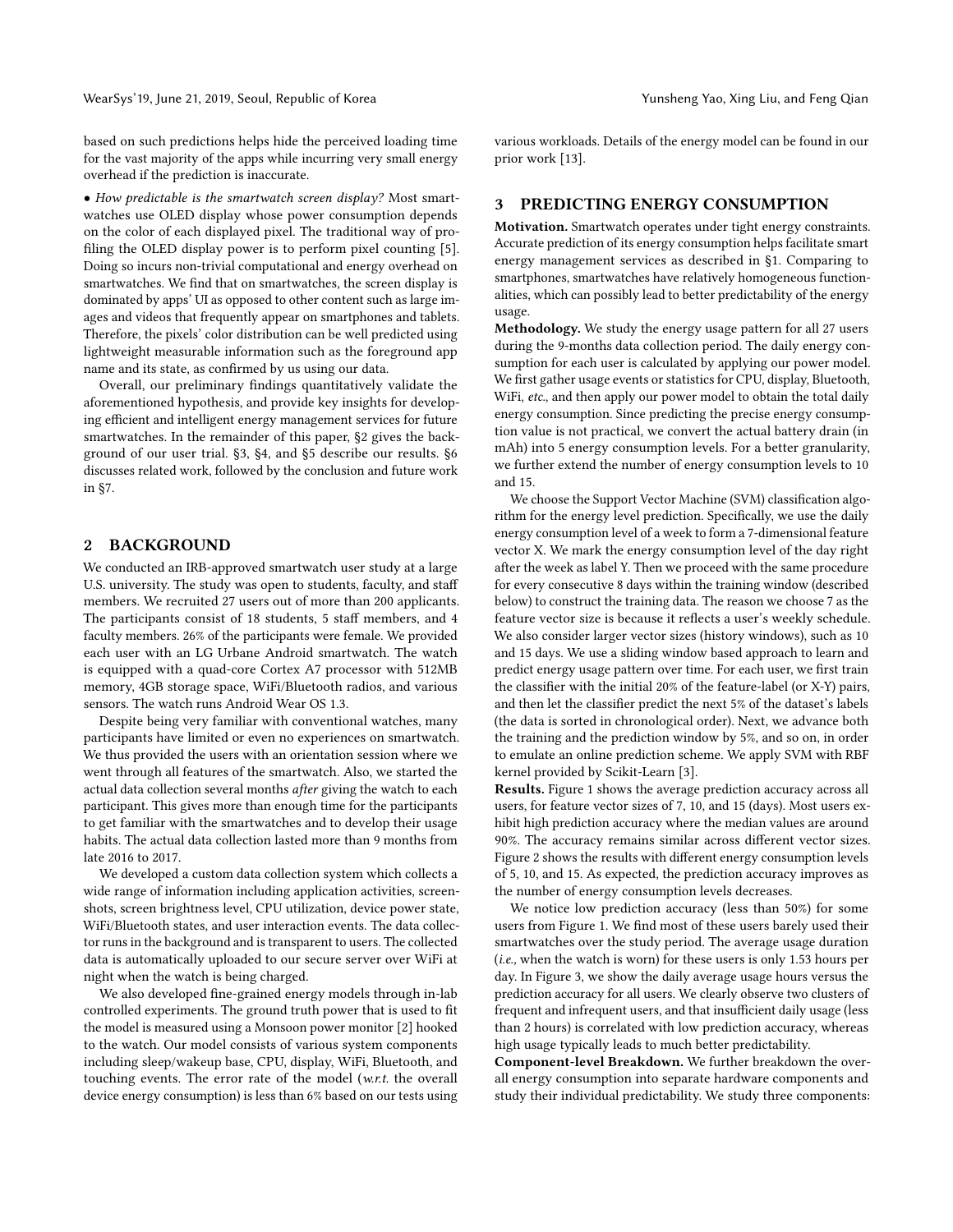based on such predictions helps hide the perceived loading time for the vast majority of the apps while incurring very small energy overhead if the prediction is inaccurate.

• *How predictable is the smartwatch screen display?* Most smartwatches use OLED display whose power consumption depends on the color of each displayed pixel. The traditional way of profiling the OLED display power is to perform pixel counting [5]. Doing so incurs non-trivial computational and energy overhead on smartwatches. We find that on smartwatches, the screen display is dominated by apps' UI as opposed to other content such as large images and videos that frequently appear on smartphones and tablets. Therefore, the pixels' color distribution can be well predicted using lightweight measurable information such as the foreground app name and its state, as confirmed by us using our data.

Overall, our preliminary findings quantitatively validate the aforementioned hypothesis, and provide key insights for developing efficient and intelligent energy management services for future smartwatches. In the remainder of this paper, §2 gives the background of our user trial. §3, §4, and §5 describe our results. §6 discusses related work, followed by the conclusion and future work in §7.

## 2 BACKGROUND

We conducted an IRB-approved smartwatch user study at a large U.S. university. The study was open to students, faculty, and staff members. We recruited 27 users out of more than 200 applicants. The participants consist of 18 students, 5 staff members, and 4 faculty members. 26% of the participants were female. We provided each user with an LG Urbane Android smartwatch. The watch is equipped with a quad-core Cortex A7 processor with 512MB memory, 4GB storage space, WiFi/Bluetooth radios, and various sensors. The watch runs Android Wear OS 1.3.

Despite being very familiar with conventional watches, many participants have limited or even no experiences on smartwatch. We thus provided the users with an orientation session where we went through all features of the smartwatch. Also, we started the actual data collection several months *after* giving the watch to each participant. This gives more than enough time for the participants to get familiar with the smartwatches and to develop their usage habits. The actual data collection lasted more than 9 months from late 2016 to 2017.

We developed a custom data collection system which collects a wide range of information including application activities, screenshots, screen brightness level, CPU utilization, device power state, WiFi/Bluetooth states, and user interaction events. The data collector runs in the background and is transparent to users. The collected data is automatically uploaded to our secure server over WiFi at night when the watch is being charged.

We also developed fine-grained energy models through in-lab controlled experiments. The ground truth power that is used to fit the model is measured using a Monsoon power monitor [2] hooked to the watch. Our model consists of various system components including sleep/wakeup base, CPU, display, WiFi, Bluetooth, and touching events. The error rate of the model (*w.r.t.* the overall device energy consumption) is less than 6% based on our tests using various workloads. Details of the energy model can be found in our prior work [13].

## 3 PREDICTING ENERGY CONSUMPTION

**Motivation.** Smartwatch operates under tight energy constraints. Accurate prediction of its energy consumption helps facilitate smart energy management services as described in §1. Comparing to smartphones, smartwatches have relatively homogeneous functionalities, which can possibly lead to better predictability of the energy usage.

**Methodology.** We study the energy usage pattern for all 27 users during the 9-months data collection period. The daily energy consumption for each user is calculated by applying our power model. We first gather usage events or statistics for CPU, display, Bluetooth, WiFi, *etc.*, and then apply our power model to obtain the total daily energy consumption. Since predicting the precise energy consumption value is not practical, we convert the actual battery drain (in mAh) into 5 energy consumption levels. For a better granularity, we further extend the number of energy consumption levels to 10 and 15.

We choose the Support Vector Machine (SVM) classification algorithm for the energy level prediction. Specifically, we use the daily energy consumption level of a week to form a 7-dimensional feature vector X. We mark the energy consumption level of the day right after the week as label Y. Then we proceed with the same procedure for every consecutive 8 days within the training window (described below) to construct the training data. The reason we choose 7 as the feature vector size is because it reflects a user's weekly schedule. We also consider larger vector sizes (history windows), such as 10 and 15 days. We use a sliding window based approach to learn and predict energy usage pattern over time. For each user, we first train the classifier with the initial 20% of the feature-label (or X-Y) pairs, and then let the classifier predict the next 5% of the dataset's labels (the data is sorted in chronological order). Next, we advance both the training and the prediction window by 5%, and so on, in order to emulate an online prediction scheme. We apply SVM with RBF kernel provided by Scikit-Learn [3].

**Results.** Figure 1 shows the average prediction accuracy across all users, for feature vector sizes of 7, 10, and 15 (days). Most users exhibit high prediction accuracy where the median values are around 90%. The accuracy remains similar across different vector sizes. Figure 2 shows the results with different energy consumption levels of 5, 10, and 15. As expected, the prediction accuracy improves as the number of energy consumption levels decreases.

We notice low prediction accuracy (less than 50%) for some users from Figure 1. We find most of these users barely used their smartwatches over the study period. The average usage duration (*i.e.,* when the watch is worn) for these users is only 1.53 hours per day. In Figure 3, we show the daily average usage hours versus the prediction accuracy for all users. We clearly observe two clusters of frequent and infrequent users, and that insufficient daily usage (less than 2 hours) is correlated with low prediction accuracy, whereas high usage typically leads to much better predictability.

**Component-level Breakdown.** We further breakdown the overall energy consumption into separate hardware components and study their individual predictability. We study three components: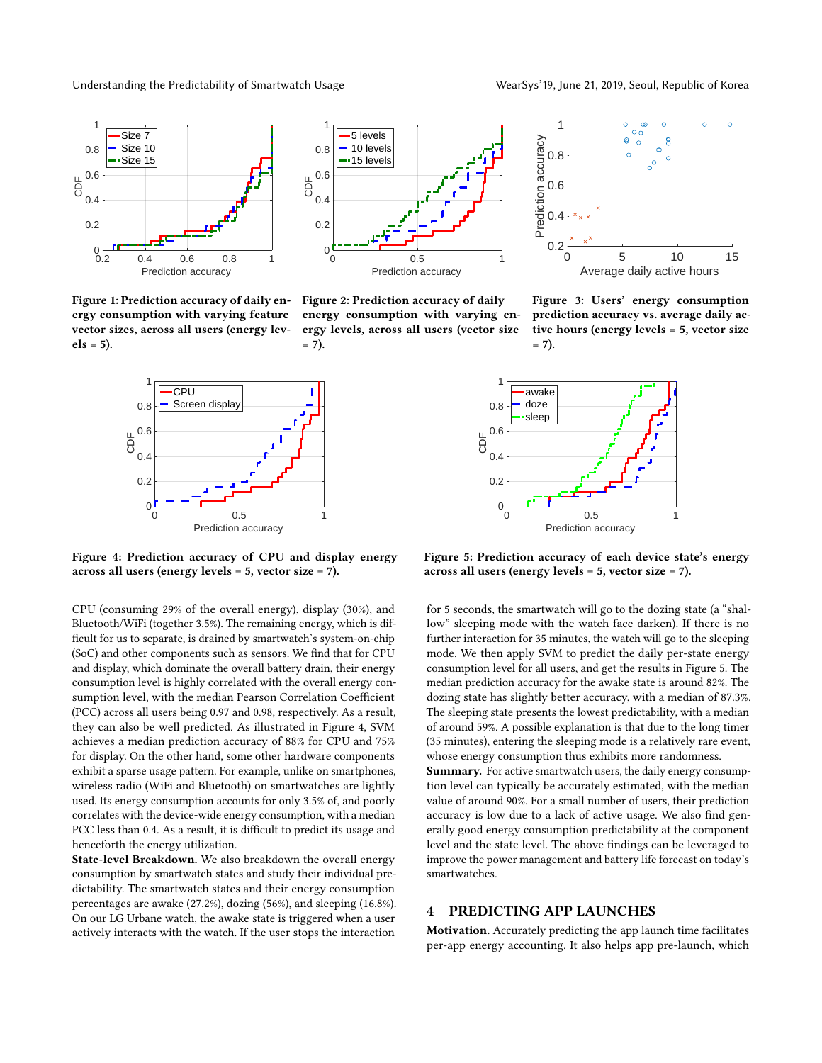Figure 1: Prediction accuracy of daily energy consumption with varying feature vector sizes, across all users (energy levels = 5).

Figure 2: Prediction accuracy of daily energy consumption with varying energy levels, across all users (vector size = 7).

Figure 3: Users' energy consumption prediction accuracy vs. average daily active hours (energy levels = 5, vector size = 7).

Figure 4: Prediction accuracy of CPU and display energy across all users (energy levels = 5, vector size = 7).

Figure 5: Prediction accuracy of each device state's energy across all users (energy levels = 5, vector size = 7).

CPU (consuming 29% of the overall energy), display (30%), and Bluetooth/WiFi (together 3.5%). The remaining energy, which is difficult for us to separate, is drained by smartwatch's system-on-chip (SoC) and other components such as sensors. We find that for CPU and display, which dominate the overall battery drain, their energy consumption level is highly correlated with the overall energy consumption level, with the median Pearson Correlation Coefficient (PCC) across all users being 0.97 and 0.98, respectively. As a result, they can also be well predicted. As illustrated in Figure 4, SVM achieves a median prediction accuracy of 88% for CPU and 75% for display. On the other hand, some other hardware components exhibit a sparse usage pattern. For example, unlike on smartphones, wireless radio (WiFi and Bluetooth) on smartwatches are lightly used. Its energy consumption accounts for only 3.5% of, and poorly correlates with the device-wide energy consumption, with a median PCC less than 0.4. As a result, it is difficult to predict its usage and henceforth the energy utilization.

**State-level Breakdown.** We also breakdown the overall energy consumption by smartwatch states and study their individual predictability. The smartwatch states and their energy consumption percentages are awake (27.2%), dozing (56%), and sleeping (16.8%). On our LG Urbane watch, the awake state is triggered when a user actively interacts with the watch. If the user stops the interaction for 5 seconds, the smartwatch will go to the dozing state (a "shallow" sleeping mode with the watch face darken). If there is no further interaction for 35 minutes, the watch will go to the sleeping mode. We then apply SVM to predict the daily per-state energy consumption level for all users, and get the results in Figure 5. The median prediction accuracy for the awake state is around 82%. The dozing state has slightly better accuracy, with a median of 87.3%. The sleeping state presents the lowest predictability, with a median of around 59%. A possible explanation is that due to the long timer (35 minutes), entering the sleeping mode is a relatively rare event, whose energy consumption thus exhibits more randomness.

**Summary.** For active smartwatch users, the daily energy consumption level can typically be accurately estimated, with the median value of around 90%. For a small number of users, their prediction accuracy is low due to a lack of active usage. We also find generally good energy consumption predictability at the component level and the state level. The above findings can be leveraged to improve the power management and battery life forecast on today's smartwatches.

## 4 PREDICTING APP LAUNCHES

**Motivation.** Accurately predicting the app launch time facilitates per-app energy accounting. It also helps app pre-launch, which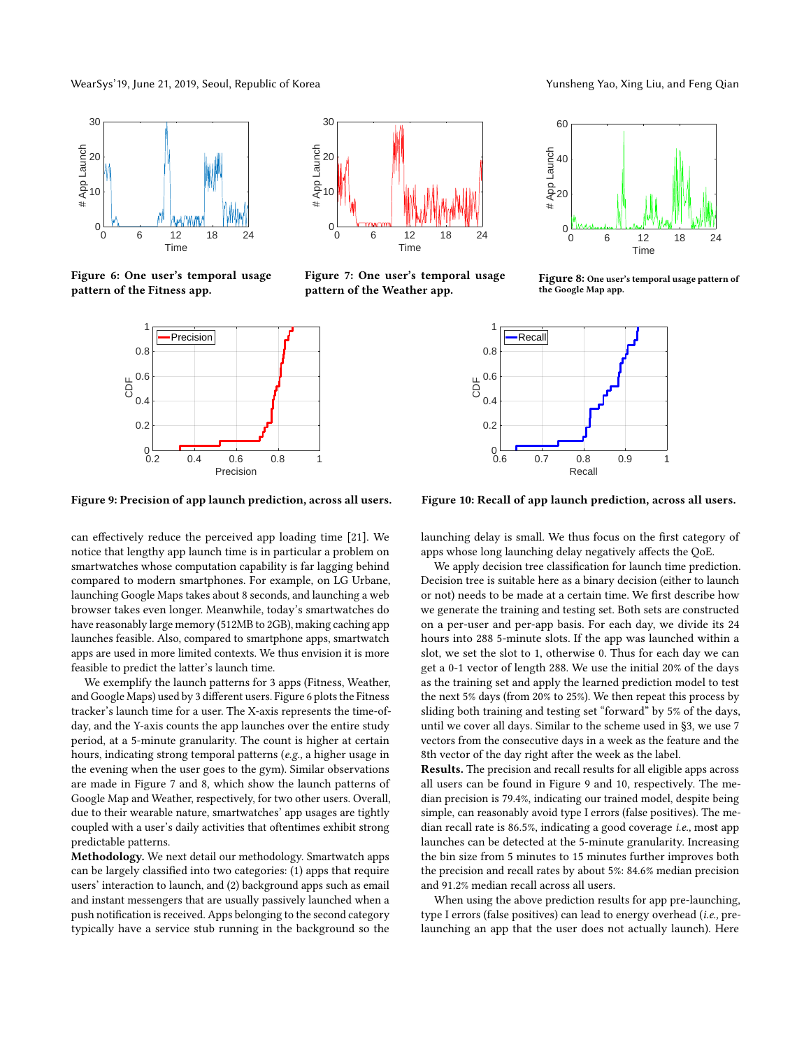Figure 6: One user's temporal usage pattern of the Fitness app.

Figure 7: One user's temporal usage pattern of the Weather app.

Figure 8: One user's temporal usage pattern of the Google Map app.

Figure 9: Precision of app launch prediction, across all users.

Figure 10: Recall of app launch prediction, across all users.

can effectively reduce the perceived app loading time [21]. We notice that lengthy app launch time is in particular a problem on smartwatches whose computation capability is far lagging behind compared to modern smartphones. For example, on LG Urbane, launching Google Maps takes about 8 seconds, and launching a web browser takes even longer. Meanwhile, today's smartwatches do have reasonably large memory (512MB to 2GB), making caching app launches feasible. Also, compared to smartphone apps, smartwatch apps are used in more limited contexts. We thus envision it is more feasible to predict the latter's launch time.

We exemplify the launch patterns for 3 apps (Fitness, Weather, and Google Maps) used by 3 different users. Figure 6 plots the Fitness tracker's launch time for a user. The X-axis represents the time-of-day, and the Y-axis counts the app launches over the entire study period, at a 5-minute granularity. The count is higher at certain hours, indicating strong temporal patterns (*e.g.,* a higher usage in the evening when the user goes to the gym). Similar observations are made in Figure 7 and 8, which show the launch patterns of Google Map and Weather, respectively, for two other users. Overall, due to their wearable nature, smartwatches' app usages are tightly coupled with a user's daily activities that oftentimes exhibit strong predictable patterns.

**Methodology.** We next detail our methodology. Smartwatch apps can be largely classified into two categories: (1) apps that require users' interaction to launch, and (2) background apps such as email and instant messengers that are usually passively launched when a push notification is received. Apps belonging to the second category typically have a service stub running in the background so the launching delay is small. We thus focus on the first category of apps whose long launching delay negatively affects the QoE.

We apply decision tree classification for launch time prediction. Decision tree is suitable here as a binary decision (either to launch or not) needs to be made at a certain time. We first describe how we generate the training and testing set. Both sets are constructed on a per-user and per-app basis. For each day, we divide its 24 hours into 288 5-minute slots. If the app was launched within a slot, we set the slot to 1, otherwise 0. Thus for each day we can get a 0-1 vector of length 288. We use the initial 20% of the days as the training set and apply the learned prediction model to test the next 5% days (from 20% to 25%). We then repeat this process by sliding both training and testing set "forward" by 5% of the days, until we cover all days. Similar to the scheme used in §3, we use 7 vectors from the consecutive days in a week as the feature and the 8th vector of the day right after the week as the label.

**Results.** The precision and recall results for all eligible apps across all users can be found in Figure 9 and 10, respectively. The median precision is 79.4%, indicating our trained model, despite being simple, can reasonably avoid type I errors (false positives). The median recall rate is 86.5%, indicating a good coverage *i.e.,* most app launches can be detected at the 5-minute granularity. Increasing the bin size from 5 minutes to 15 minutes further improves both the precision and recall rates by about 5%: 84.6% median precision and 91.2% median recall across all users.

When using the above prediction results for app pre-launching, type I errors (false positives) can lead to energy overhead (*i.e.,* pre-launching an app that the user does not actually launch). Here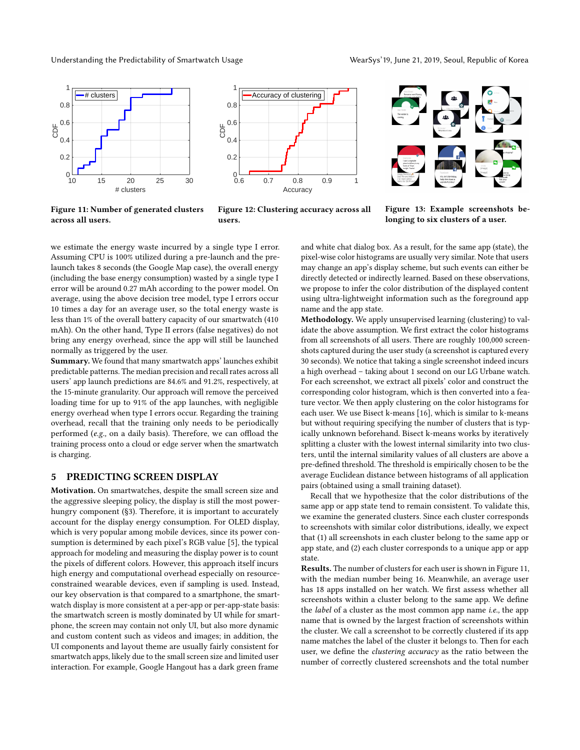Figure 11: Number of generated clusters across all users.

Figure 12: Clustering accuracy across all users.

Figure 13: Example screenshots belonging to six clusters of a user.

we estimate the energy waste incurred by a single type I error. Assuming CPU is 100% utilized during a pre-launch and the prelaunch takes 8 seconds (the Google Map case), the overall energy (including the base energy consumption) wasted by a single type I error will be around 0.27 mAh according to the power model. On average, using the above decision tree model, type I errors occur 10 times a day for an average user, so the total energy waste is less than 1% of the overall battery capacity of our smartwatch (410 mAh). On the other hand, Type II errors (false negatives) do not bring any energy overhead, since the app will still be launched normally as triggered by the user.

**Summary.** We found that many smartwatch apps' launches exhibit predictable patterns. The median precision and recall rates across all users' app launch predictions are 84.6% and 91.2%, respectively, at the 15-minute granularity. Our approach will remove the perceived loading time for up to 91% of the app launches, with negligible energy overhead when type I errors occur. Regarding the training overhead, recall that the training only needs to be periodically performed (*e.g.,* on a daily basis). Therefore, we can offload the training process onto a cloud or edge server when the smartwatch is charging.

## 5 PREDICTING SCREEN DISPLAY

**Motivation.** On smartwatches, despite the small screen size and the aggressive sleeping policy, the display is still the most power-hungry component (§3). Therefore, it is important to accurately account for the display energy consumption. For OLED display, which is very popular among mobile devices, since its power consumption is determined by each pixel's RGB value [5], the typical approach for modeling and measuring the display power is to count the pixels of different colors. However, this approach itself incurs high energy and computational overhead especially on resource-constrained wearable devices, even if sampling is used. Instead, our key observation is that compared to a smartphone, the smartwatch display is more consistent at a per-app or per-app-state basis: the smartwatch screen is mostly dominated by UI while for smartphone, the screen may contain not only UI, but also more dynamic and custom content such as videos and images; in addition, the UI components and layout theme are usually fairly consistent for smartwatch apps, likely due to the small screen size and limited user interaction. For example, Google Hangout has a dark green frame and white chat dialog box. As a result, for the same app (state), the pixel-wise color histograms are usually very similar. Note that users may change an app's display scheme, but such events can either be directly detected or indirectly learned. Based on these observations, we propose to infer the color distribution of the displayed content using ultra-lightweight information such as the foreground app name and the app state.

**Methodology.** We apply unsupervised learning (clustering) to validate the above assumption. We first extract the color histograms from all screenshots of all users. There are roughly 100,000 screenshots captured during the user study (a screenshot is captured every 30 seconds). We notice that taking a single screenshot indeed incurs a high overhead – taking about 1 second on our LG Urbane watch. For each screenshot, we extract all pixels' color and construct the corresponding color histogram, which is then converted into a feature vector. We then apply clustering on the color histograms for each user. We use Bisect k-means [16], which is similar to k-means but without requiring specifying the number of clusters that is typically unknown beforehand. Bisect k-means works by iteratively splitting a cluster with the lowest internal similarity into two clusters, until the internal similarity values of all clusters are above a pre-defined threshold. The threshold is empirically chosen to be the average Euclidean distance between histograms of all application pairs (obtained using a small training dataset).

Recall that we hypothesize that the color distributions of the same app or app state tend to remain consistent. To validate this, we examine the generated clusters. Since each cluster corresponds to screenshots with similar color distributions, ideally, we expect that (1) all screenshots in each cluster belong to the same app or app state, and (2) each cluster corresponds to a unique app or app state.

**Results.** The number of clusters for each user is shown in Figure 11, with the median number being 16. Meanwhile, an average user has 18 apps installed on her watch. We first assess whether all screenshots within a cluster belong to the same app. We define the *label* of a cluster as the most common app name *i.e.,* the app name that is owned by the largest fraction of screenshots within the cluster. We call a screenshot to be correctly clustered if its app name matches the label of the cluster it belongs to. Then for each user, we define the *clustering accuracy* as the ratio between the number of correctly clustered screenshots and the total number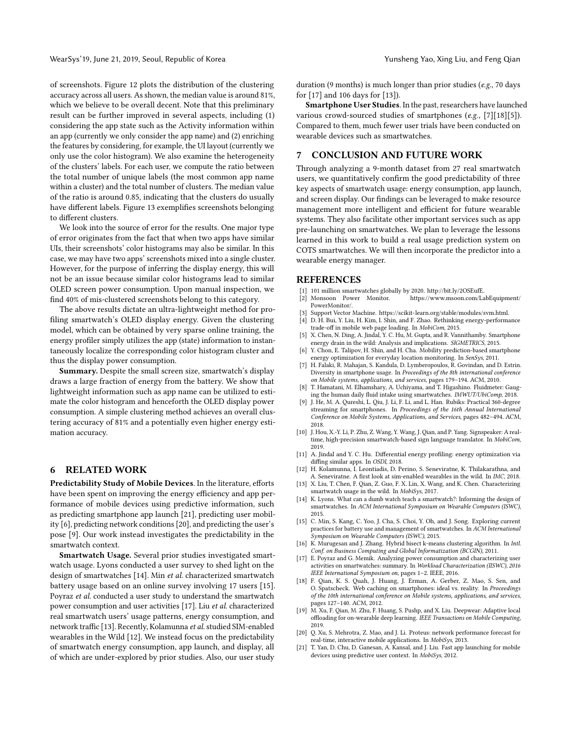of screenshots. Figure 12 plots the distribution of the clustering accuracy across all users. As shown, the median value is around 81%, which we believe to be overall decent. Note that this preliminary result can be further improved in several aspects, including (1) considering the app state such as the Activity information within an app (currently we only consider the app name) and (2) enriching the features by considering, for example, the UI layout (currently we only use the color histogram). We also examine the heterogeneity of the clusters' labels. For each user, we compute the ratio between the total number of unique labels (the most common app name within a cluster) and the total number of clusters. The median value of the ratio is around 0.85, indicating that the clusters do usually have different labels. Figure 13 exemplifies screenshots belonging to different clusters.

We look into the source of error for the results. One major type of error originates from the fact that when two apps have similar UIs, their screenshots' color histograms may also be similar. In this case, we may have two apps' screenshots mixed into a single cluster. However, for the purpose of inferring the display energy, this will not be an issue because similar color histograms lead to similar OLED screen power consumption. Upon manual inspection, we find 40% of mis-clustered screenshots belong to this category.

The above results dictate an ultra-lightweight method for profiling smartwatch's OLED display energy. Given the clustering model, which can be obtained by very sparse online training, the energy profiler simply utilizes the app (state) information to instantaneously localize the corresponding color histogram cluster and thus the display power consumption.

**Summary.** Despite the small screen size, smartwatch's display draws a large fraction of energy from the battery. We show that lightweight information such as app name can be utilized to estimate the color histogram and henceforth the OLED display power consumption. A simple clustering method achieves an overall clustering accuracy of 81% and a potentially even higher energy estimation accuracy.

## 6 RELATED WORK

**Predictability Study of Mobile Devices**. In the literature, efforts have been spent on improving the energy efficiency and app performance of mobile devices using predictive information, such as predicting smartphone app launch [21], predicting user mobility [6], predicting network conditions [20], and predicting the user's pose [9]. Our work instead investigates the predictability in the smartwatch context.

**Smartwatch Usage.** Several prior studies investigated smartwatch usage. Lyons conducted a user survey to shed light on the design of smartwatches [14]. Min *et al.* characterized smartwatch battery usage based on an online survey involving 17 users [15]. Poyraz *et al.* conducted a user study to understand the smartwatch power consumption and user activities [17]. Liu *et al.* characterized real smartwatch users' usage patterns, energy consumption, and network traffic [13]. Recently, Kolamunna *et al.* studied SIM-enabled wearables in the Wild [12]. We instead focus on the predictability of smartwatch energy consumption, app launch, and display, all of which are under-explored by prior studies. Also, our user study duration (9 months) is much longer than prior studies (*e.g.,* 70 days for [17] and 106 days for [13]).

**Smartphone User Studies**. In the past, researchers have launched various crowd-sourced studies of smartphones (*e.g.,* [7][18][5]). Compared to them, much fewer user trials have been conducted on wearable devices such as smartwatches.

## 7 CONCLUSION AND FUTURE WORK

Through analyzing a 9-month dataset from 27 real smartwatch users, we quantitatively confirm the good predictability of three key aspects of smartwatch usage: energy consumption, app launch, and screen display. Our findings can be leveraged to make resource management more intelligent and efficient for future wearable systems. They also facilitate other important services such as app pre-launching on smartwatches. We plan to leverage the lessons learned in this work to build a real usage prediction system on COTS smartwatches. We will then incorporate the predictor into a wearable energy manager.

## REFERENCES

- [1] 101 million smartwatches globally by 2020. http://bit.ly/2OSEufE.
- [2] Monsoon Power Monitor. https://www.msoon.com/LabEquipment/PowerMonitor/.
- [3] Support Vector Machine. https://scikit-learn.org/stable/modules/svm.html.
- [4] D. H. Bui, Y. Liu, H. Kim, I. Shin, and F. Zhao. Rethinking energy-performance trade-off in mobile web page loading. In *MobiCom*, 2015.
- [5] X. Chen, N. Ding, A. Jindal, Y. C. Hu, M. Gupta, and R. Vannithamby. Smartphone energy drain in the wild: Analysis and implications. *SIGMETRICS*, 2015.
- [6] Y. Chon, E. Talipov, H. Shin, and H. Cha. Mobility prediction-based smartphone energy optimization for everyday location monitoring. In *SenSys*, 2011.
- [7] H. Falaki, R. Mahajan, S. Kandula, D. Lymberopoulos, R. Govindan, and D. Estrin. Diversity in smartphone usage. In *Proceedings of the 8th international conference on Mobile systems, applications, and services*, pages 179–194. ACM, 2010.
- [8] T. Hamatani, M. Elhamshary, A. Uchiyama, and T. Higashino. Fluidmeter: Gauging the human daily fluid intake using smartwatches. *IMWUT/UbiComp*, 2018.
- [9] J. He, M. A. Qureshi, L. Qiu, J. Li, F. Li, and L. Han. Rubiks: Practical 360-degree streaming for smartphones. In *Proceedings of the 16th Annual International Conference on Mobile Systems, Applications, and Services*, pages 482–494. ACM, 2018.
- [10] J. Hou, X.-Y. Li, P. Zhu, Z. Wang, Y. Wang, J. Qian, and P. Yang. Signspeaker: A real-time, high-precision smartwatch-based sign language translator. In *MobiCom*, 2019.
- [11] A. Jindal and Y. C. Hu. Differential energy profiling: energy optimization via diffing similar apps. In *OSDI*, 2018.
- [12] H. Kolamunna, I. Leontiadis, D. Perino, S. Seneviratne, K. Thilakarathna, and A. Seneviratne. A first look at sim-enabled wearables in the wild. In *IMC*, 2018.
- [13] X. Liu, T. Chen, F. Qian, Z. Guo, F. X. Lin, X. Wang, and K. Chen. Characterizing smartwatch usage in the wild. In *MobiSys*, 2017.
- [14] K. Lyons. What can a dumb watch teach a smartwatch?: Informing the design of smartwatches. In *ACM International Symposium on Wearable Computers (ISWC)*, 2015.
- [15] C. Min, S. Kang, C. Yoo, J. Cha, S. Choi, Y. Oh, and J. Song. Exploring current practices for battery use and management of smartwatches. In *ACM International Symposium on Wearable Computers (ISWC)*, 2015.
- [16] K. Murugesan and J. Zhang. Hybrid bisect k-means clustering algorithm. In *Intl. Conf. on Business Computing and Global Informatization (BCGIN)*, 2011.
- [17] E. Poyraz and G. Memik. Analyzing power consumption and characterizing user activities on smartwatches: summary. In *Workload Characterization (IISWC), 2016 IEEE International Symposium on*, pages 1–2. IEEE, 2016.
- [18] F. Qian, K. S. Quah, J. Huang, J. Erman, A. Gerber, Z. Mao, S. Sen, and O. Spatscheck. Web caching on smartphones: ideal vs. reality. In *Proceedings of the 10th international conference on Mobile systems, applications, and services*, pages 127–140. ACM, 2012.
- [19] M. Xu, F. Qian, M. Zhu, F. Huang, S. Pushp, and X. Liu. Deepwear: Adaptive local offloading for on-wearable deep learning. *IEEE Transactions on Mobile Computing*, 2019.
- [20] Q. Xu, S. Mehrotra, Z. Mao, and J. Li. Proteus: network performance forecast for real-time, interactive mobile applications. In *MobiSys*, 2013.
- [21] T. Yan, D. Chu, D. Ganesan, A. Kansal, and J. Liu. Fast app launching for mobile devices using predictive user context. In *MobiSys*, 2012.